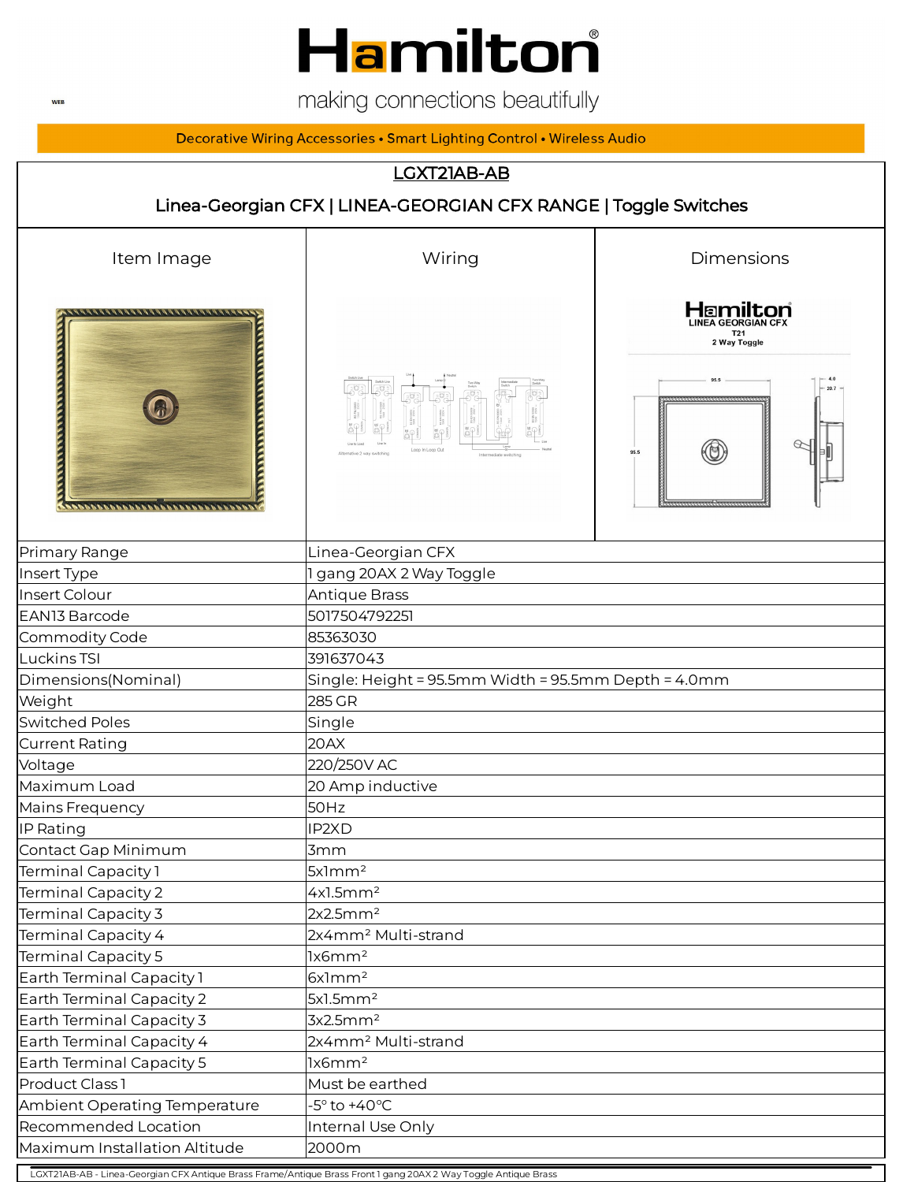# Hamilton

making connections beautifully

Decorative Wiring Accessories • Smart Lighting Control • Wireless Audio

## LGXT21AB-AB

### Linea-Georgian CFX | LINEA-GEORGIAN CFX RANGE | Toggle Switches

| Item Image | Wiring | Dimensions |
| --- | --- | --- |

| | |
| --- | --- |
| Primary Range | Linea-Georgian CFX |
| Insert Type | 1 gang 20AX 2 Way Toggle |
| Insert Colour | Antique Brass |
| EAN13 Barcode | 5017504792251 |
| Commodity Code | 85363030 |
| Luckins TSI | 391637043 |
| Dimensions(Nominal) | Single: Height = 95.5mm Width = 95.5mm Depth = 4.0mm |
| Weight | 285 GR |
| Switched Poles | Single |
| Current Rating | 20AX |
| Voltage | 220/250V AC |
| Maximum Load | 20 Amp inductive |
| Mains Frequency | 50Hz |
| IP Rating | IP2XD |
| Contact Gap Minimum | 3mm |
| Terminal Capacity 1 | 5x1mm² |
| Terminal Capacity 2 | 4x1.5mm² |
| Terminal Capacity 3 | 2x2.5mm² |
| Terminal Capacity 4 | 2x4mm² Multi-strand |
| Terminal Capacity 5 | 1x6mm² |
| Earth Terminal Capacity 1 | 6x1mm² |
| Earth Terminal Capacity 2 | 5x1.5mm² |
| Earth Terminal Capacity 3 | 3x2.5mm² |
| Earth Terminal Capacity 4 | 2x4mm² Multi-strand |
| Earth Terminal Capacity 5 | 1x6mm² |
| Product Class 1 | Must be earthed |
| Ambient Operating Temperature | -5° to +40°C |
| Recommended Location | Internal Use Only |
| Maximum Installation Altitude | 2000m |

LGXT21AB-AB - Linea-Georgian CFX Antique Brass Frame/Antique Brass Front 1 gang 20AX 2 Way Toggle Antique Brass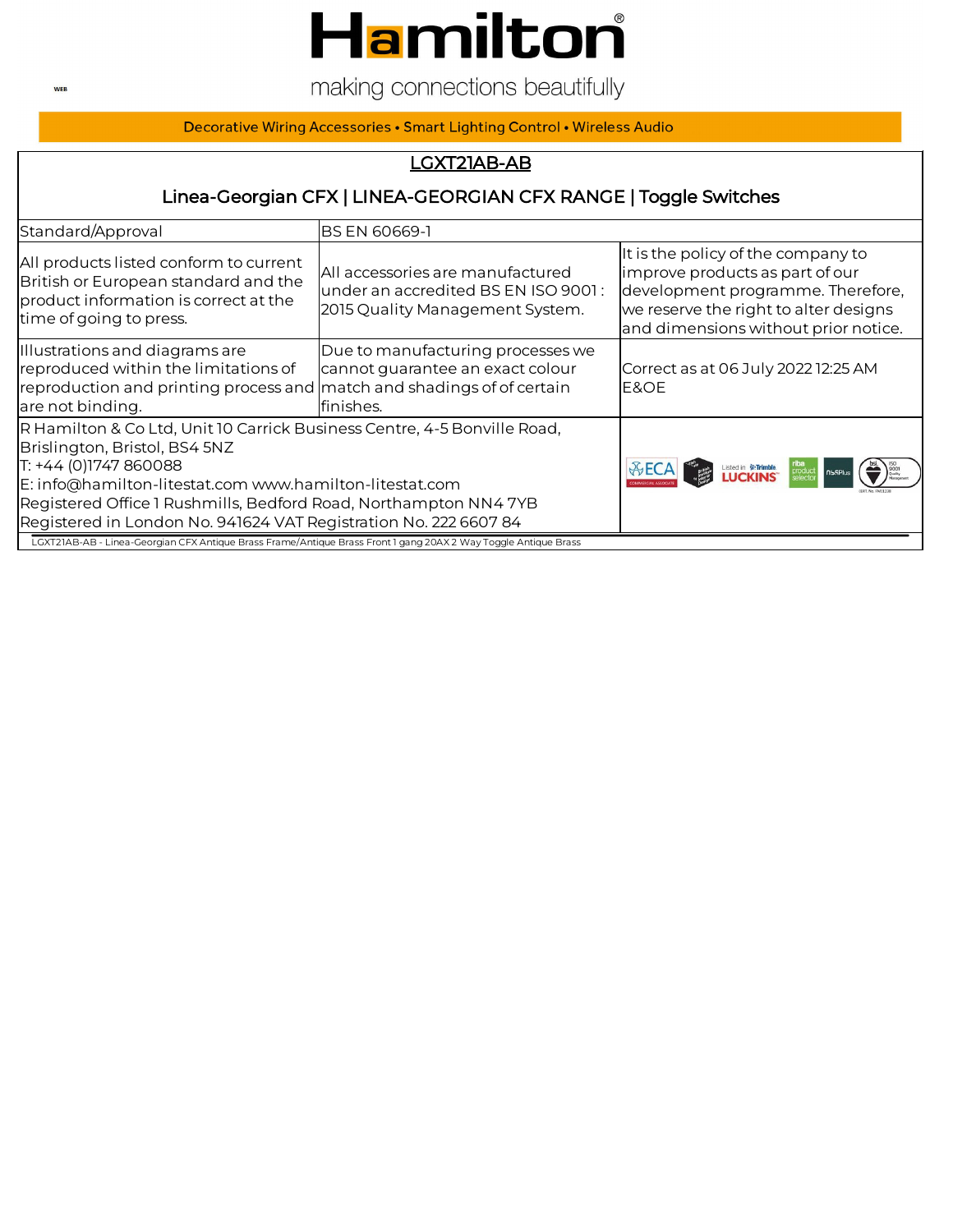**Hamilton®**

making connections beautifully

Decorative Wiring Accessories • Smart Lighting Control • Wireless Audio

## LGXT21AB-AB

### Linea-Georgian CFX | LINEA-GEORGIAN CFX RANGE | Toggle Switches

| | | |
|---|---|---|
| Standard/Approval | BS EN 60669-1 | |
| All products listed conform to current British or European standard and the product information is correct at the time of going to press. | All accessories are manufactured under an accredited BS EN ISO 9001 : 2015 Quality Management System. | It is the policy of the company to improve products as part of our development programme. Therefore, we reserve the right to alter designs and dimensions without prior notice. |
| Illustrations and diagrams are reproduced within the limitations of reproduction and printing process and are not binding. | Due to manufacturing processes we cannot guarantee an exact colour match and shadings of of certain finishes. | Correct as at 06 July 2022 12:25 AM E&OE |

R Hamilton & Co Ltd, Unit 10 Carrick Business Centre, 4-5 Bonville Road, Brislington, Bristol, BS4 5NZ
T: +44 (0)1747 860088
E: info@hamilton-litestat.com www.hamilton-litestat.com
Registered Office 1 Rushmills, Bedford Road, Northampton NN4 7YB
Registered in London No. 941624 VAT Registration No. 222 6607 84

LGXT21AB-AB - Linea-Georgian CFX Antique Brass Frame/Antique Brass Front 1 gang 20AX 2 Way Toggle Antique Brass